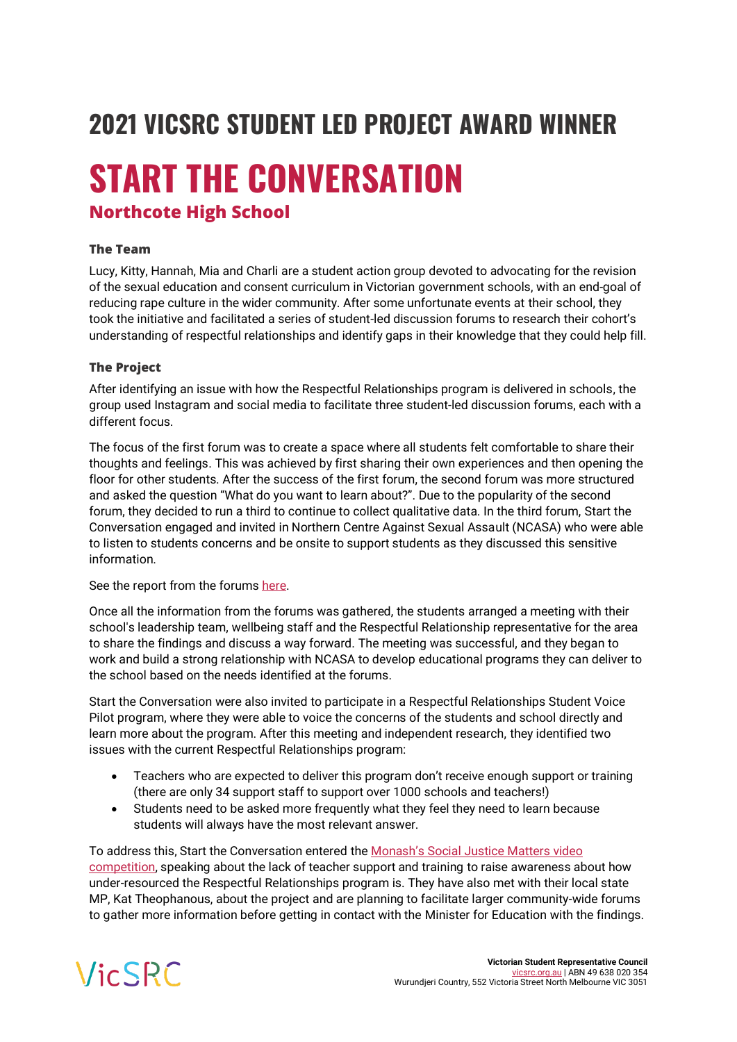## 2021 VICSRC STUDENT LED PROJECT AWARD WINNER

# START THE CONVERSATION

### Northcote High School

**The Team**

Lucy, Kitty, Hannah, Mia and Charli are a student action group devoted to advocating for the revision of the sexual education and consent curriculum in Victorian government schools, with an end-goal of reducing rape culture in the wider community. After some unfortunate events at their school, they took the initiative and facilitated a series of student-led discussion forums to research their cohort's understanding of respectful relationships and identify gaps in their knowledge that they could help fill.

**The Project**

After identifying an issue with how the Respectful Relationships program is delivered in schools, the group used Instagram and social media to facilitate three student-led discussion forums, each with a different focus.

The focus of the first forum was to create a space where all students felt comfortable to share their thoughts and feelings. This was achieved by first sharing their own experiences and then opening the floor for other students. After the success of the first forum, the second forum was more structured and asked the question "What do you want to learn about?". Due to the popularity of the second forum, they decided to run a third to continue to collect qualitative data. In the third forum, Start the Conversation engaged and invited in Northern Centre Against Sexual Assault (NCASA) who were able to listen to students concerns and be onsite to support students as they discussed this sensitive information.

See the report from the forums here.

Once all the information from the forums was gathered, the students arranged a meeting with their school's leadership team, wellbeing staff and the Respectful Relationship representative for the area to share the findings and discuss a way forward. The meeting was successful, and they began to work and build a strong relationship with NCASA to develop educational programs they can deliver to the school based on the needs identified at the forums.

Start the Conversation were also invited to participate in a Respectful Relationships Student Voice Pilot program, where they were able to voice the concerns of the students and school directly and learn more about the program. After this meeting and independent research, they identified two issues with the current Respectful Relationships program:

- Teachers who are expected to deliver this program don't receive enough support or training (there are only 34 support staff to support over 1000 schools and teachers!)
- Students need to be asked more frequently what they feel they need to learn because students will always have the most relevant answer.

To address this, Start the Conversation entered the Monash's Social Justice Matters video competition, speaking about the lack of teacher support and training to raise awareness about how under-resourced the Respectful Relationships program is. They have also met with their local state MP, Kat Theophanous, about the project and are planning to facilitate larger community-wide forums to gather more information before getting in contact with the Minister for Education with the findings.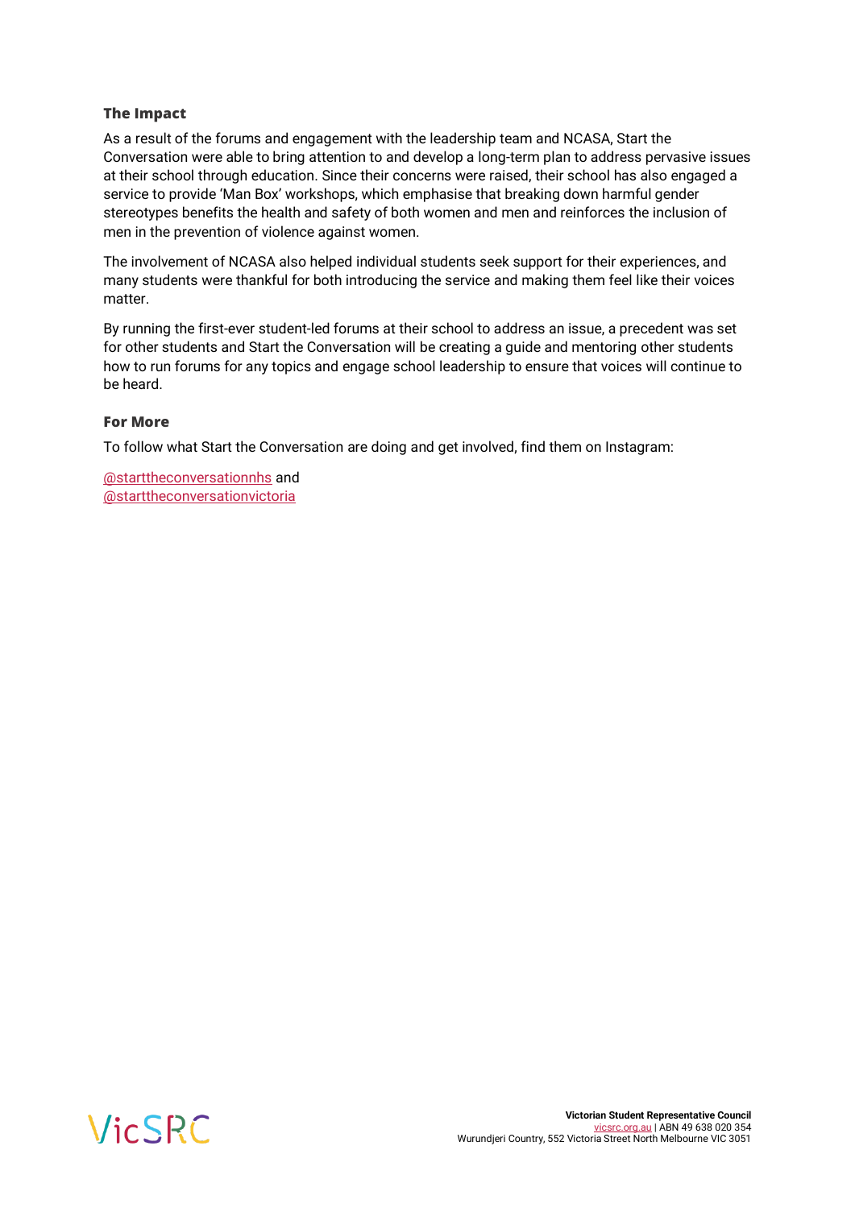### The Impact

As a result of the forums and engagement with the leadership team and NCASA, Start the Conversation were able to bring attention to and develop a long-term plan to address pervasive issues at their school through education. Since their concerns were raised, their school has also engaged a service to provide 'Man Box' workshops, which emphasise that breaking down harmful gender stereotypes benefits the health and safety of both women and men and reinforces the inclusion of men in the prevention of violence against women.

The involvement of NCASA also helped individual students seek support for their experiences, and many students were thankful for both introducing the service and making them feel like their voices matter.

By running the first-ever student-led forums at their school to address an issue, a precedent was set for other students and Start the Conversation will be creating a guide and mentoring other students how to run forums for any topics and engage school leadership to ensure that voices will continue to be heard.

### For More

To follow what Start the Conversation are doing and get involved, find them on Instagram:

@starttheconversationnhs and
@starttheconversationvictoria